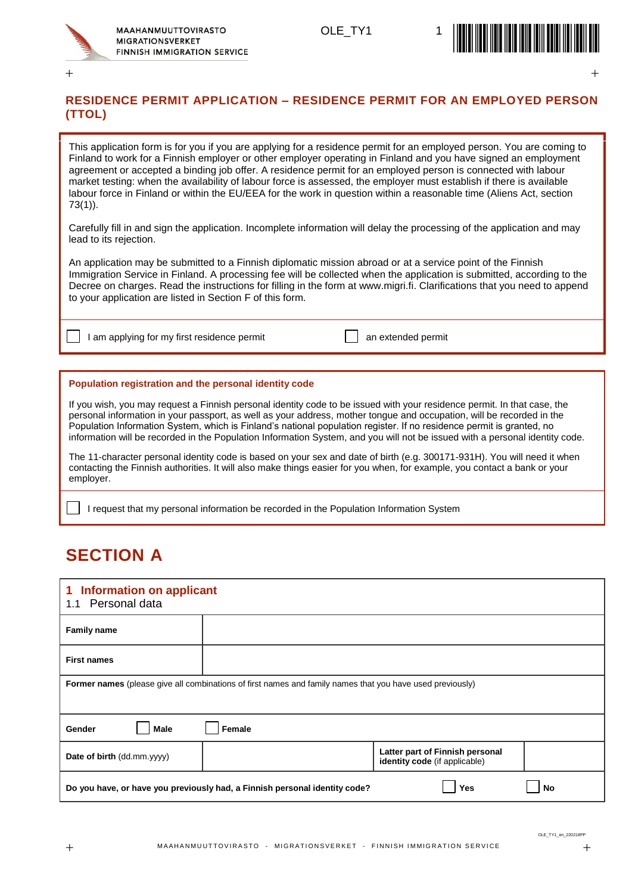# RESIDENCE PERMIT APPLICATION – RESIDENCE PERMIT FOR AN EMPLOYED PERSON (TTOL)

This application form is for you if you are applying for a residence permit for an employed person. You are coming to Finland to work for a Finnish employer or other employer operating in Finland and you have signed an employment agreement or accepted a binding job offer. A residence permit for an employed person is connected with labour market testing: when the availability of labour force is assessed, the employer must establish if there is available labour force in Finland or within the EU/EEA for the work in question within a reasonable time (Aliens Act, section 73(1)).

Carefully fill in and sign the application. Incomplete information will delay the processing of the application and may lead to its rejection.

An application may be submitted to a Finnish diplomatic mission abroad or at a service point of the Finnish Immigration Service in Finland. A processing fee will be collected when the application is submitted, according to the Decree on charges. Read the instructions for filling in the form at www.migri.fi. Clarifications that you need to append to your application are listed in Section F of this form.

☐ I am applying for my first residence permit ☐ an extended permit

### Population registration and the personal identity code

If you wish, you may request a Finnish personal identity code to be issued with your residence permit. In that case, the personal information in your passport, as well as your address, mother tongue and occupation, will be recorded in the Population Information System, which is Finland's national population register. If no residence permit is granted, no information will be recorded in the Population Information System, and you will not be issued with a personal identity code.

The 11-character personal identity code is based on your sex and date of birth (e.g. 300171-931H). You will need it when contacting the Finnish authorities. It will also make things easier for you when, for example, you contact a bank or your employer.

☐ I request that my personal information be recorded in the Population Information System

# SECTION A

## 1 Information on applicant

### 1.1 Personal data

| **Family name** | | | |
|---|---|---|---|
| **First names** | | | |
| **Former names** (please give all combinations of first names and family names that you have used previously) | | | |
| **Gender** ☐ **Male** | ☐ **Female** | | |
| **Date of birth** (dd.mm.yyyy) | | **Latter part of Finnish personal identity code** (if applicable) | |
| **Do you have, or have you previously had, a Finnish personal identity code?** | | ☐ **Yes** | ☐ **No** |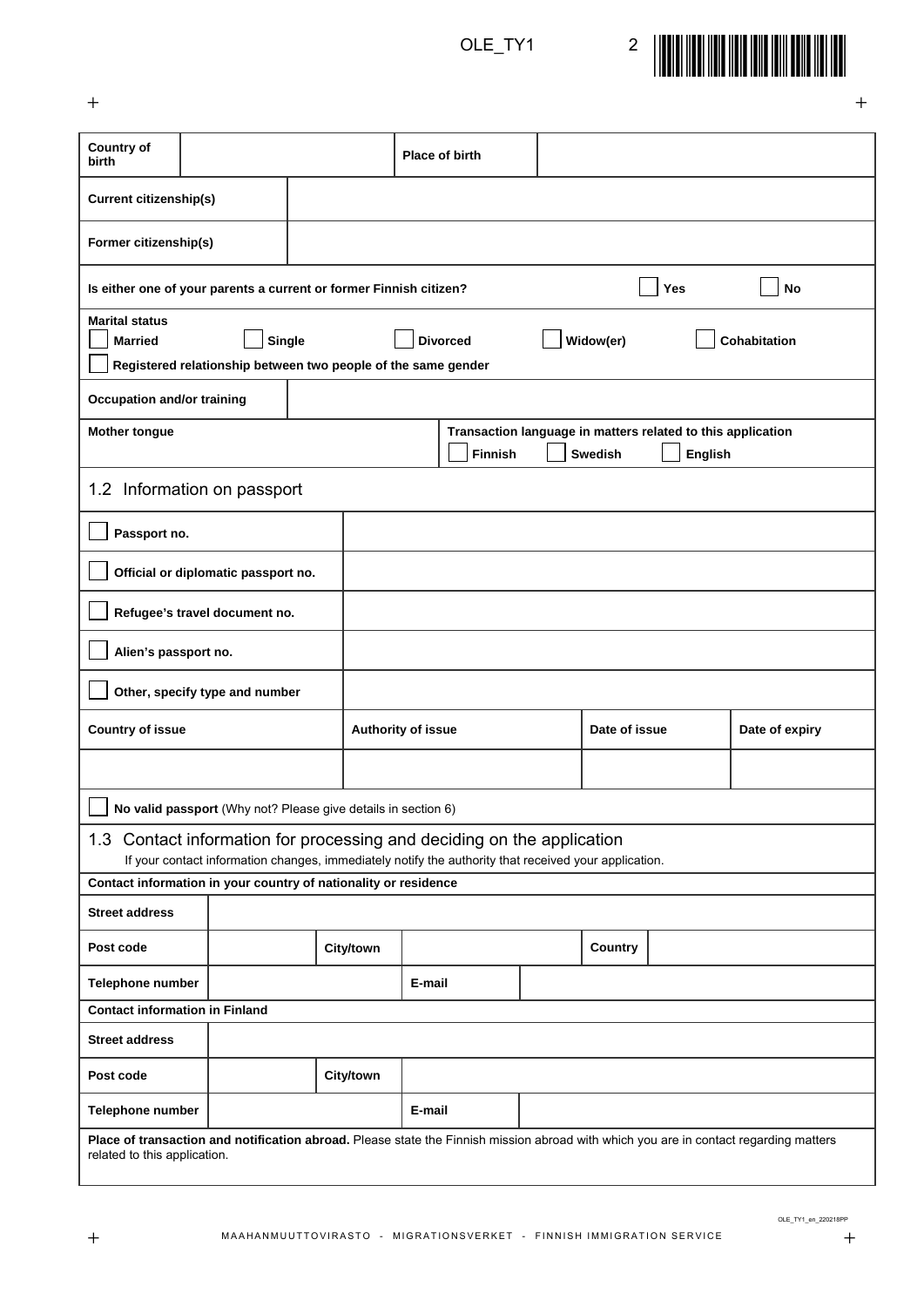| **Country of birth** | | **Place of birth** | |
|---|---|---|---|

| **Current citizenship(s)** | |
|---|---|
| **Former citizenship(s)** | |

**Is either one of your parents a current or former Finnish citizen?** ☐ **Yes** ☐ **No**

**Marital status**
☐ **Married** ☐ **Single** ☐ **Divorced** ☐ **Widow(er)** ☐ **Cohabitation**
☐ **Registered relationship between two people of the same gender**

| **Occupation and/or training** | |
|---|---|

**Mother tongue**

**Transaction language in matters related to this application**
☐ **Finnish** ☐ **Swedish** ☐ **English**

## 1.2 Information on passport

| | |
|---|---|
| ☐ **Passport no.** | |
| ☐ **Official or diplomatic passport no.** | |
| ☐ **Refugee's travel document no.** | |
| ☐ **Alien's passport no.** | |
| ☐ **Other, specify type and number** | |

| **Country of issue** | **Authority of issue** | **Date of issue** | **Date of expiry** |
|---|---|---|---|
| | | | |

☐ **No valid passport** (Why not? Please give details in section 6)

## 1.3 Contact information for processing and deciding on the application

If your contact information changes, immediately notify the authority that received your application.

**Contact information in your country of nationality or residence**

| **Street address** | | | | | |
|---|---|---|---|---|---|
| **Post code** | | **City/town** | | **Country** | |
| **Telephone number** | | **E-mail** | | | |

**Contact information in Finland**

| **Street address** | | | |
|---|---|---|---|
| **Post code** | | **City/town** | |
| **Telephone number** | | **E-mail** | |

**Place of transaction and notification abroad.** Please state the Finnish mission abroad with which you are in contact regarding matters related to this application.

OLE_TY1_en_220218PP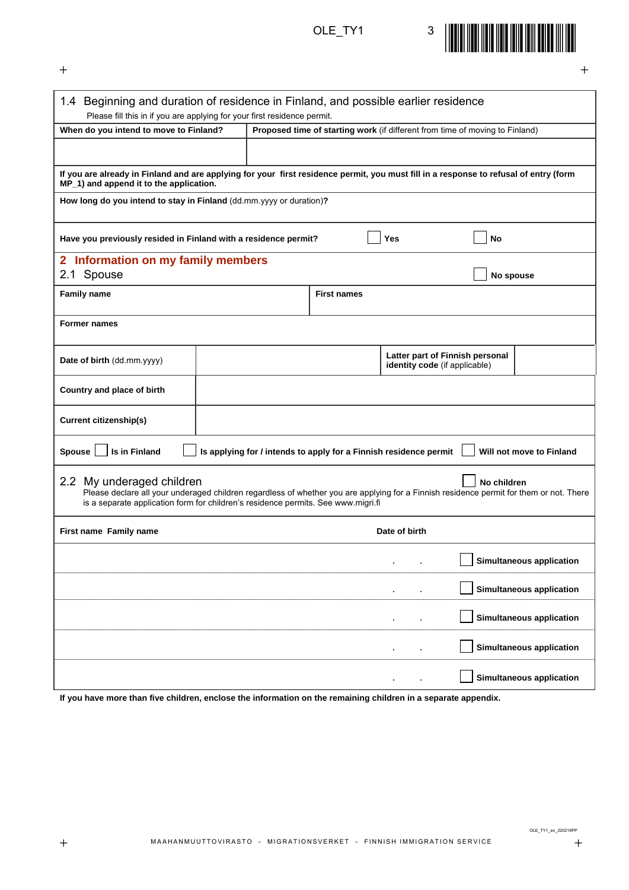### 1.4 Beginning and duration of residence in Finland, and possible earlier residence

Please fill this in if you are applying for your first residence permit.

| **When do you intend to move to Finland?** | **Proposed time of starting work** (if different from time of moving to Finland) |
| --- | --- |
| | |

**If you are already in Finland and are applying for your first residence permit, you must fill in a response to refusal of entry (form MP_1) and append it to the application.**

**How long do you intend to stay in Finland** (dd.mm.yyyy or duration)**?**

**Have you previously resided in Finland with a residence permit?** ☐ **Yes** ☐ **No**

## 2 Information on my family members

### 2.1 Spouse

☐ **No spouse**

| **Family name** | **First names** |
| --- | --- |
| | |

**Former names**

| **Date of birth** (dd.mm.yyyy) | | **Latter part of Finnish personal identity code** (if applicable) | |
| --- | --- | --- | --- |

| **Country and place of birth** | |
| --- | --- |
| **Current citizenship(s)** | |

**Spouse** ☐ **Is in Finland** ☐ **Is applying for / intends to apply for a Finnish residence permit** ☐ **Will not move to Finland**

### 2.2 My underaged children

☐ **No children**

Please declare all your underaged children regardless of whether you are applying for a Finnish residence permit for them or not. There is a separate application form for children's residence permits. See www.migri.fi

| **First name Family name** | **Date of birth** | |
| --- | --- | --- |
| | . . | ☐ **Simultaneous application** |
| | . . | ☐ **Simultaneous application** |
| | . . | ☐ **Simultaneous application** |
| | . . | ☐ **Simultaneous application** |
| | . . | ☐ **Simultaneous application** |

**If you have more than five children, enclose the information on the remaining children in a separate appendix.**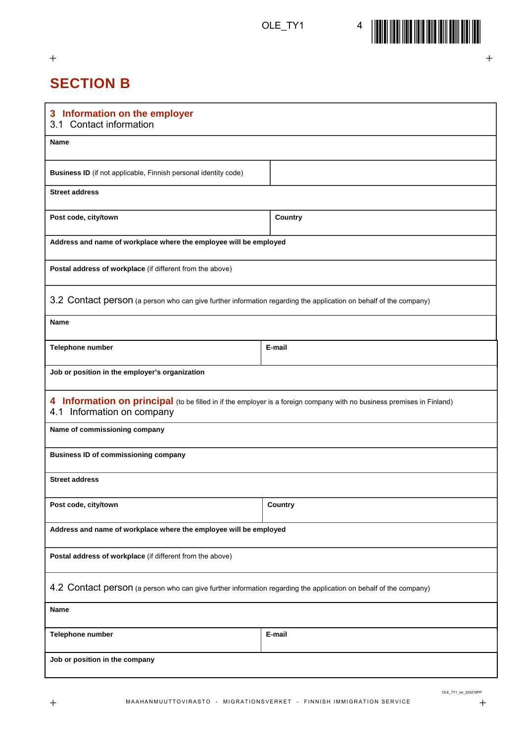# SECTION B

## 3 Information on the employer

### 3.1 Contact information

| | |
|---|---|
| **Name** | |
| **Business ID** (if not applicable, Finnish personal identity code) | |
| **Street address** | |
| **Post code, city/town** | **Country** |
| **Address and name of workplace where the employee will be employed** | |
| **Postal address of workplace** (if different from the above) | |

### 3.2 Contact person (a person who can give further information regarding the application on behalf of the company)

| | |
|---|---|
| **Name** | |
| **Telephone number** | **E-mail** |
| **Job or position in the employer's organization** | |

## 4 Information on principal (to be filled in if the employer is a foreign company with no business premises in Finland)

### 4.1 Information on company

| | |
|---|---|
| **Name of commissioning company** | |
| **Business ID of commissioning company** | |
| **Street address** | |
| **Post code, city/town** | **Country** |
| **Address and name of workplace where the employee will be employed** | |
| **Postal address of workplace** (if different from the above) | |

### 4.2 Contact person (a person who can give further information regarding the application on behalf of the company)

| | |
|---|---|
| **Name** | |
| **Telephone number** | **E-mail** |
| **Job or position in the company** | |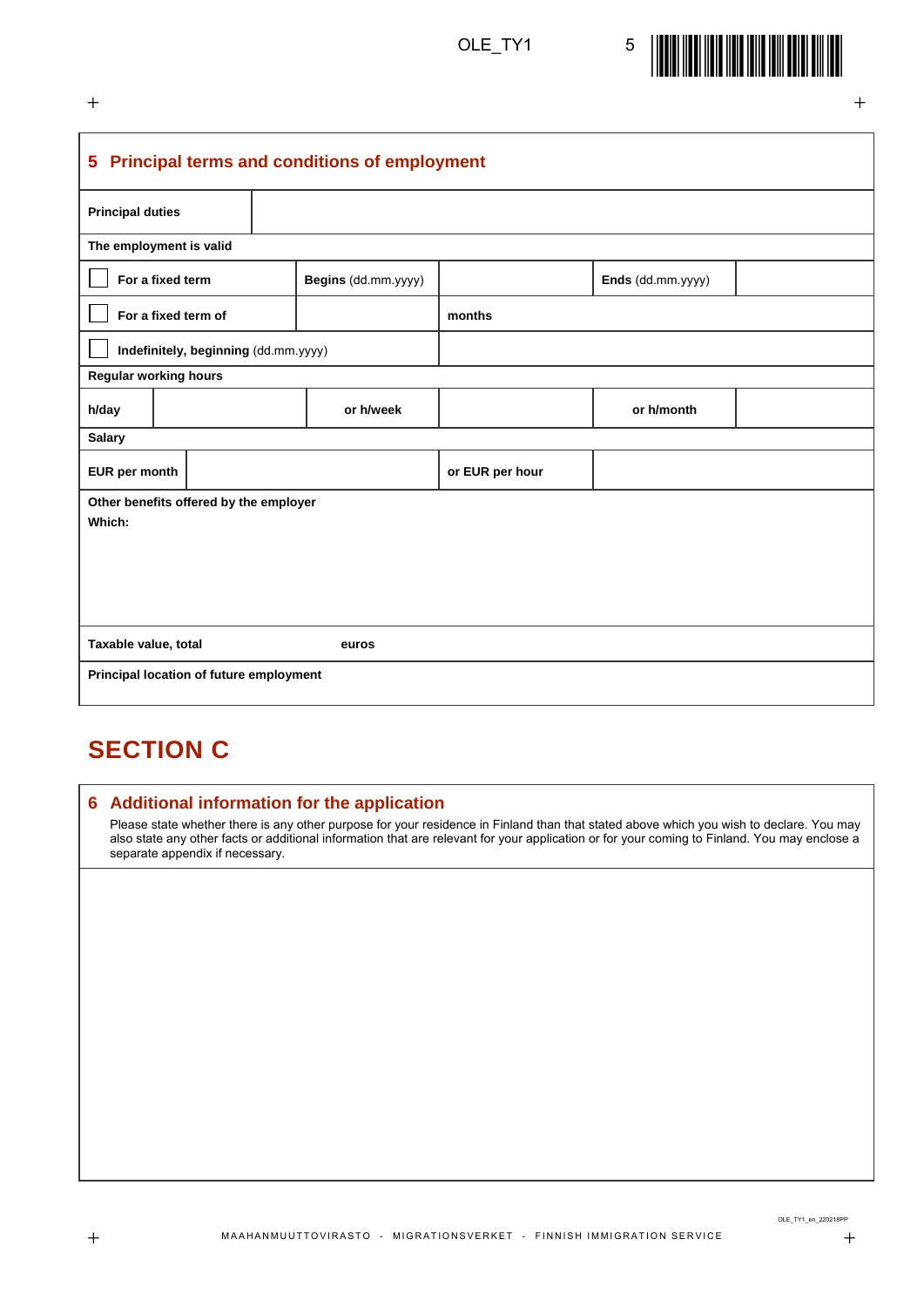## 5 Principal terms and conditions of employment

| **Principal duties** | |
|---|---|

**The employment is valid**

| | | | |
|---|---|---|---|
| ☐ **For a fixed term** | **Begins** (dd.mm.yyyy) | | **Ends** (dd.mm.yyyy) | |
| ☐ **For a fixed term of** | | **months** | | |
| ☐ **Indefinitely, beginning** (dd.mm.yyyy) | | | | |

**Regular working hours**

| **h/day** | | **or h/week** | | **or h/month** | |
|---|---|---|---|---|---|

**Salary**

| **EUR per month** | | **or EUR per hour** | |
|---|---|---|---|

**Other benefits offered by the employer**

**Which:**

**Taxable value, total** **euros**

**Principal location of future employment**

# SECTION C

## 6 Additional information for the application

Please state whether there is any other purpose for your residence in Finland than that stated above which you wish to declare. You may also state any other facts or additional information that are relevant for your application or for your coming to Finland. You may enclose a separate appendix if necessary.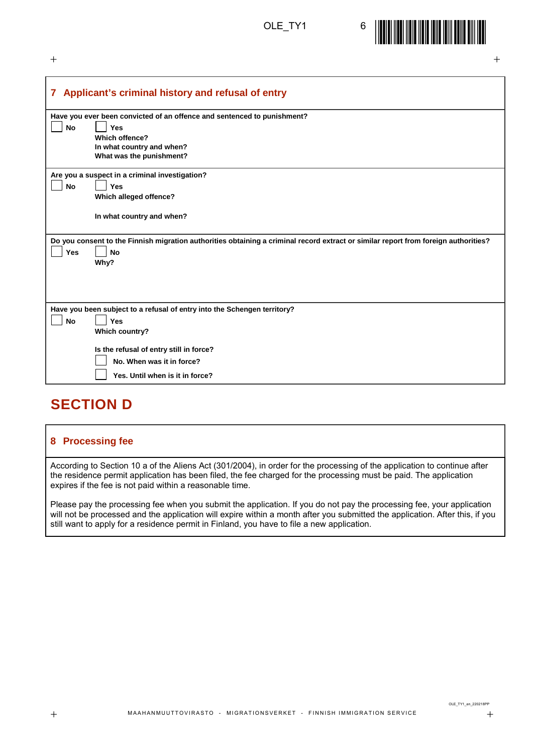## 7 Applicant's criminal history and refusal of entry

**Have you ever been convicted of an offence and sentenced to punishment?**

☐ **No** ☐ **Yes**

**Which offence?**

**In what country and when?**

**What was the punishment?**

**Are you a suspect in a criminal investigation?**

☐ **No** ☐ **Yes**

**Which alleged offence?**

**In what country and when?**

**Do you consent to the Finnish migration authorities obtaining a criminal record extract or similar report from foreign authorities?**

☐ **Yes** ☐ **No**

**Why?**

**Have you been subject to a refusal of entry into the Schengen territory?**

☐ **No** ☐ **Yes**

**Which country?**

**Is the refusal of entry still in force?**

☐ **No. When was it in force?**

☐ **Yes. Until when is it in force?**

# SECTION D

## 8 Processing fee

According to Section 10 a of the Aliens Act (301/2004), in order for the processing of the application to continue after the residence permit application has been filed, the fee charged for the processing must be paid. The application expires if the fee is not paid within a reasonable time.

Please pay the processing fee when you submit the application. If you do not pay the processing fee, your application will not be processed and the application will expire within a month after you submitted the application. After this, if you still want to apply for a residence permit in Finland, you have to file a new application.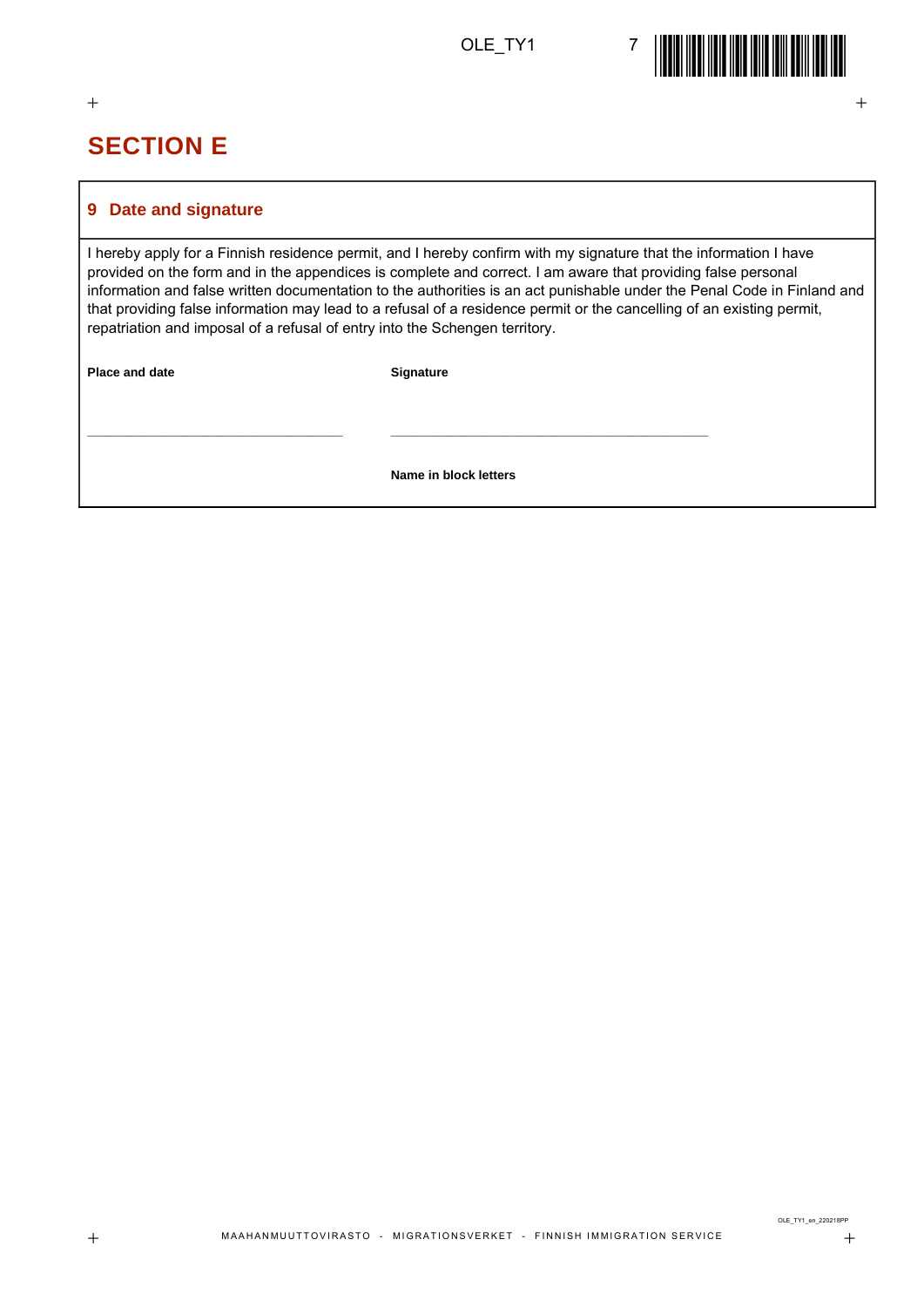## SECTION E

### 9 Date and signature

I hereby apply for a Finnish residence permit, and I hereby confirm with my signature that the information I have provided on the form and in the appendices is complete and correct. I am aware that providing false personal information and false written documentation to the authorities is an act punishable under the Penal Code in Finland and that providing false information may lead to a refusal of a residence permit or the cancelling of an existing permit, repatriation and imposal of a refusal of entry into the Schengen territory.

| **Place and date** | **Signature** |
|---|---|
| ______________________________ | ______________________________ |
| | **Name in block letters** |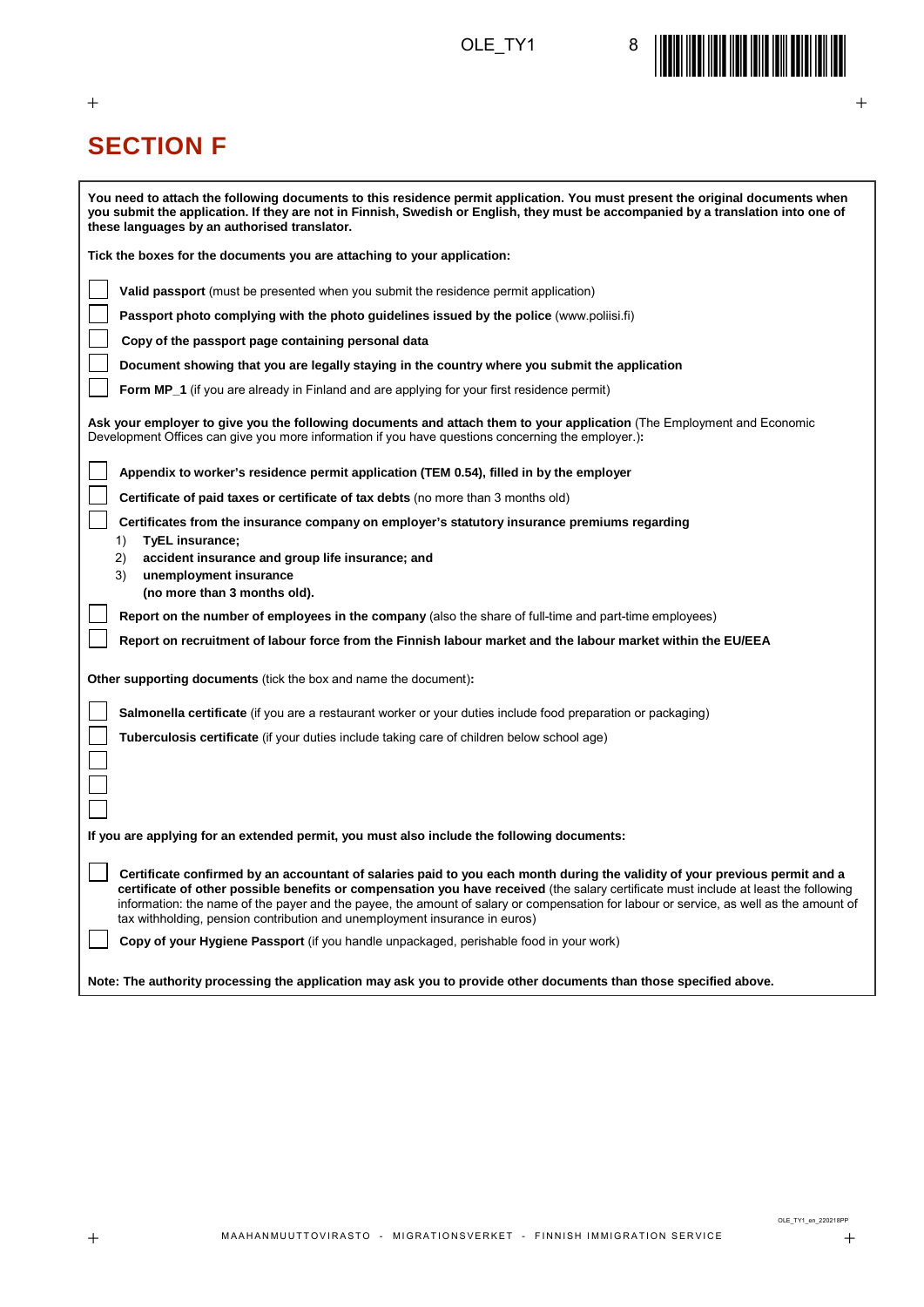# SECTION F

**You need to attach the following documents to this residence permit application. You must present the original documents when you submit the application. If they are not in Finnish, Swedish or English, they must be accompanied by a translation into one of these languages by an authorised translator.**

**Tick the boxes for the documents you are attaching to your application:**

- [ ] **Valid passport** (must be presented when you submit the residence permit application)
- [ ] **Passport photo complying with the photo guidelines issued by the police** (www.poliisi.fi)
- [ ] **Copy of the passport page containing personal data**
- [ ] **Document showing that you are legally staying in the country where you submit the application**
- [ ] **Form MP_1** (if you are already in Finland and are applying for your first residence permit)

**Ask your employer to give you the following documents and attach them to your application** (The Employment and Economic Development Offices can give you more information if you have questions concerning the employer.)**:**

- [ ] **Appendix to worker's residence permit application (TEM 0.54), filled in by the employer**
- [ ] **Certificate of paid taxes or certificate of tax debts** (no more than 3 months old)
- [ ] **Certificates from the insurance company on employer's statutory insurance premiums regarding**
  1) **TyEL insurance;**
  2) **accident insurance and group life insurance; and**
  3) **unemployment insurance**
     **(no more than 3 months old).**
- [ ] **Report on the number of employees in the company** (also the share of full-time and part-time employees)
- [ ] **Report on recruitment of labour force from the Finnish labour market and the labour market within the EU/EEA**

**Other supporting documents** (tick the box and name the document)**:**

- [ ] **Salmonella certificate** (if you are a restaurant worker or your duties include food preparation or packaging)
- [ ] **Tuberculosis certificate** (if your duties include taking care of children below school age)
- [ ] 
- [ ] 
- [ ] 

**If you are applying for an extended permit, you must also include the following documents:**

- [ ] **Certificate confirmed by an accountant of salaries paid to you each month during the validity of your previous permit and a certificate of other possible benefits or compensation you have received** (the salary certificate must include at least the following information: the name of the payer and the payee, the amount of salary or compensation for labour or service, as well as the amount of tax withholding, pension contribution and unemployment insurance in euros)
- [ ] **Copy of your Hygiene Passport** (if you handle unpackaged, perishable food in your work)

**Note: The authority processing the application may ask you to provide other documents than those specified above.**